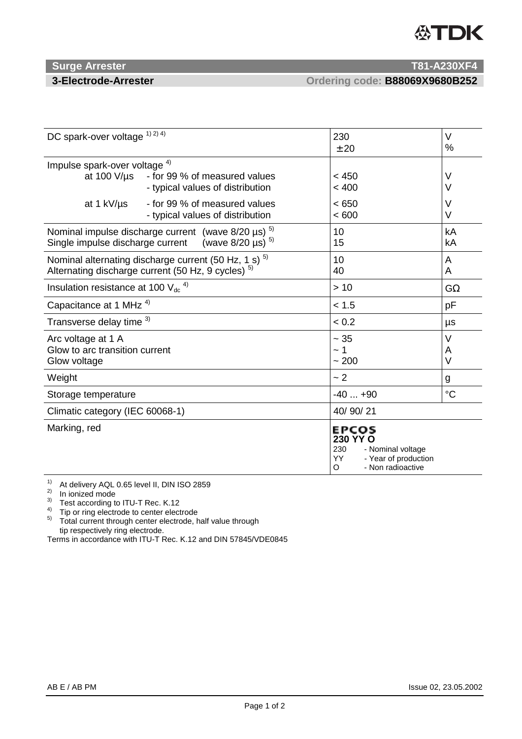# Surge Arrester — T81-A230XF4

## 3-Electrode-Arrester — Ordering code: B88069X9680B252

| Parameter | Value | Unit |
|---|---|---|
| DC spark-over voltage [1) 2) 4)] | 230<br>± 20 | V<br>% |
| Impulse spark-over voltage [4)] | | |
| at 100 V/µs - for 99 % of measured values | < 450 | V |
| at 100 V/µs - typical values of distribution | < 400 | V |
| at 1 kV/µs - for 99 % of measured values | < 650 | V |
| at 1 kV/µs - typical values of distribution | < 600 | V |
| Nominal impulse discharge current (wave 8/20 µs) [5)] | 10 | kA |
| Single impulse discharge current (wave 8/20 µs) [5)] | 15 | kA |
| Nominal alternating discharge current (50 Hz, 1 s) [5)] | 10 | A |
| Alternating discharge current (50 Hz, 9 cycles) [5)] | 40 | A |
| Insulation resistance at 100 $V_{dc}$ [4)] | > 10 | GΩ |
| Capacitance at 1 MHz [4)] | < 1.5 | pF |
| Transverse delay time [3)] | < 0.2 | µs |
| Arc voltage at 1 A | ~ 35 | V |
| Glow to arc transition current | ~ 1 | A |
| Glow voltage | ~ 200 | V |
| Weight | ~ 2 | g |
| Storage temperature | -40 ... +90 | °C |
| Climatic category (IEC 60068-1) | 40/ 90/ 21 | |
| Marking, red | EPCOS<br>**230 YY O**<br>230 - Nominal voltage<br>YY - Year of production<br>O - Non radioactive | |

1) At delivery AQL 0.65 level II, DIN ISO 2859
2) In ionized mode
3) Test according to ITU-T Rec. K.12
4) Tip or ring electrode to center electrode
5) Total current through center electrode, half value through tip respectively ring electrode.

Terms in accordance with ITU-T Rec. K.12 and DIN 57845/VDE0845

AB E / AB PM — Issue 02, 23.05.2002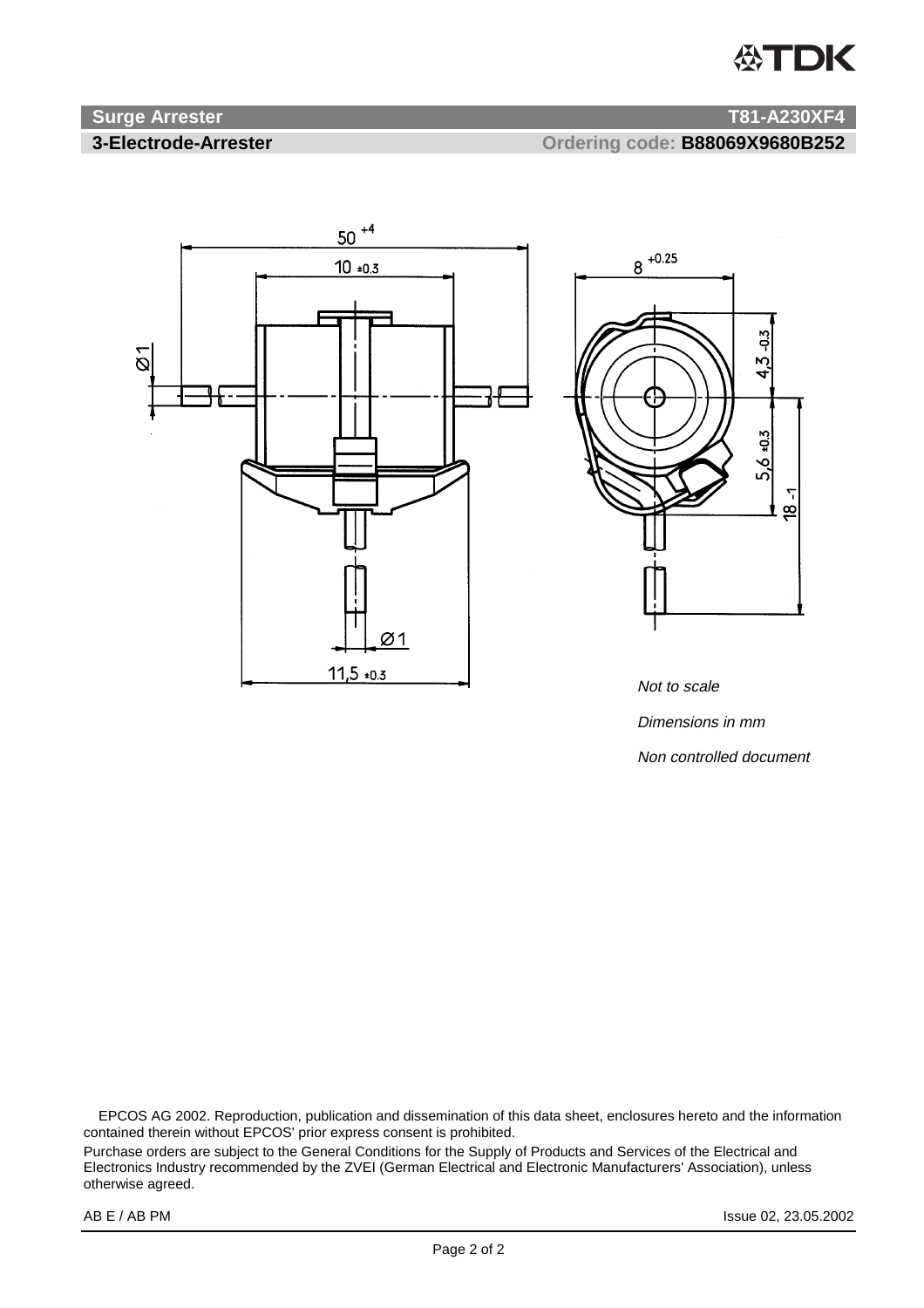**Surge Arrester** **T81-A230XF4**

**3-Electrode-Arrester** Ordering code: **B88069X9680B252**

*Not to scale*

*Dimensions in mm*

*Non controlled document*

EPCOS AG 2002. Reproduction, publication and dissemination of this data sheet, enclosures hereto and the information contained therein without EPCOS' prior express consent is prohibited.

Purchase orders are subject to the General Conditions for the Supply of Products and Services of the Electrical and Electronics Industry recommended by the ZVEI (German Electrical and Electronic Manufacturers' Association), unless otherwise agreed.

AB E / AB PM Issue 02, 23.05.2002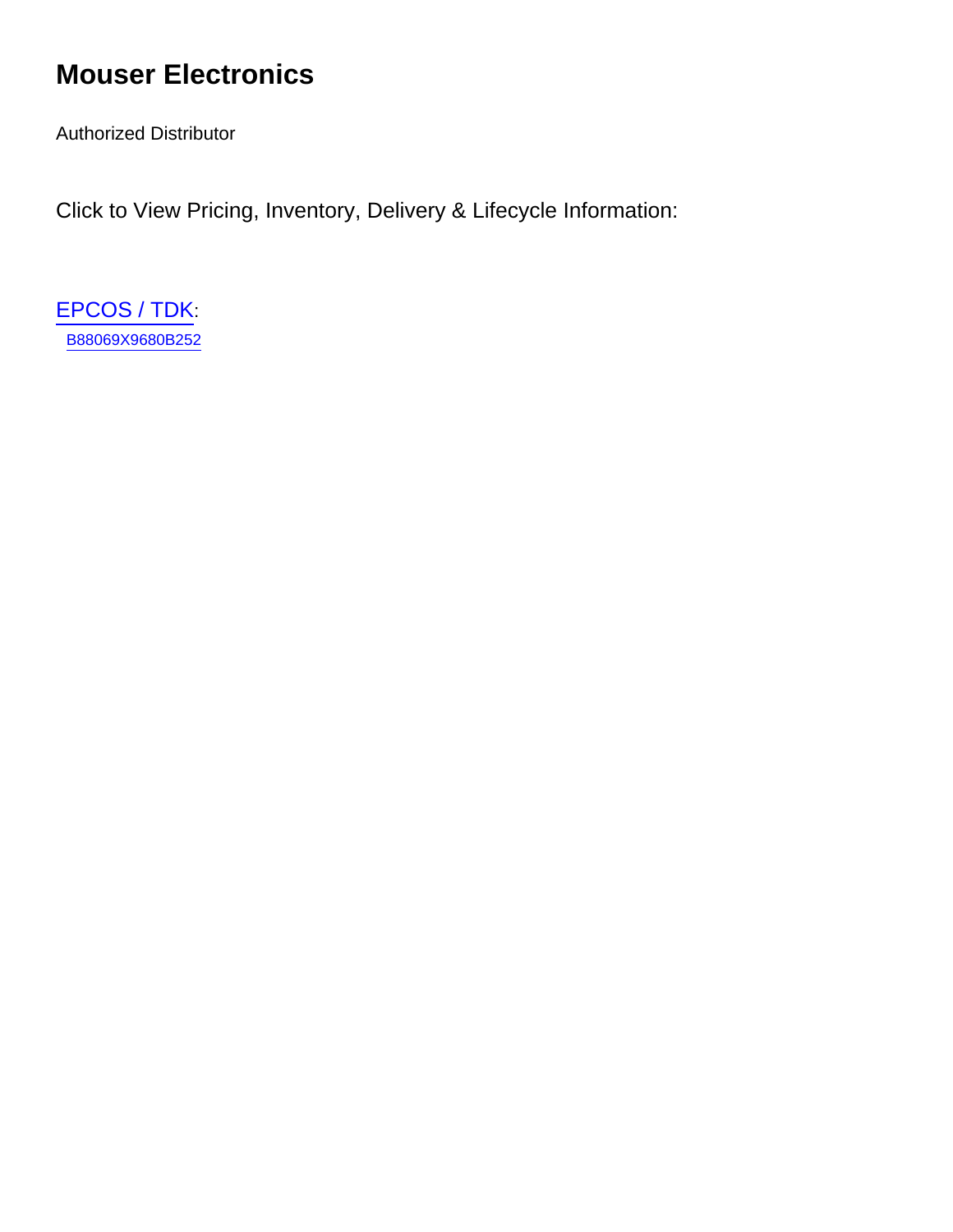# Mouser Electronics

Authorized Distributor

Click to View Pricing, Inventory, Delivery & Lifecycle Information:

EPCOS / TDK:

B88069X9680B252